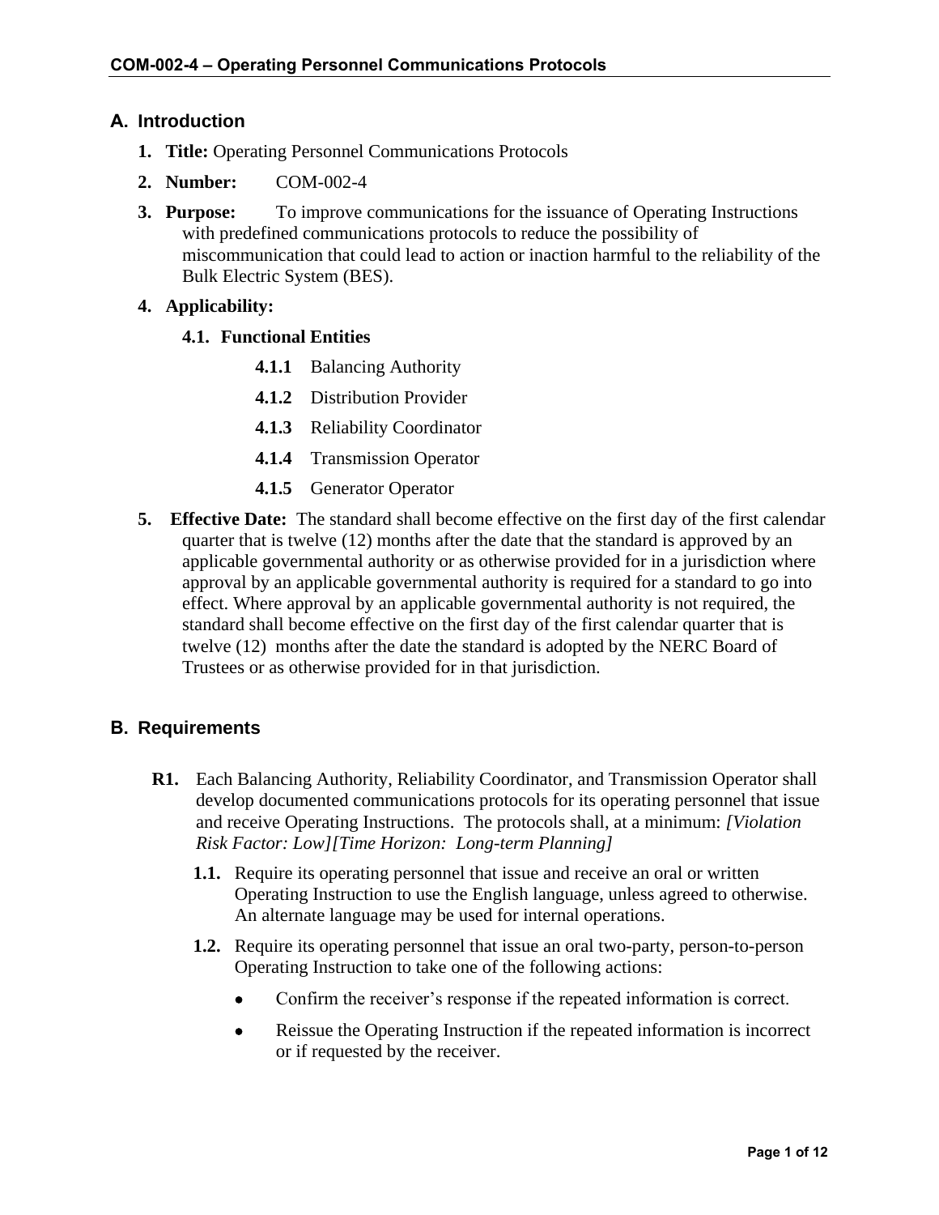## A. Introduction

1. **Title:** Operating Personnel Communications Protocols

2. **Number:** COM-002-4

3. **Purpose:** To improve communications for the issuance of Operating Instructions with predefined communications protocols to reduce the possibility of miscommunication that could lead to action or inaction harmful to the reliability of the Bulk Electric System (BES).

4. **Applicability:**

   **4.1. Functional Entities**

   **4.1.1** Balancing Authority

   **4.1.2** Distribution Provider

   **4.1.3** Reliability Coordinator

   **4.1.4** Transmission Operator

   **4.1.5** Generator Operator

5. **Effective Date:** The standard shall become effective on the first day of the first calendar quarter that is twelve (12) months after the date that the standard is approved by an applicable governmental authority or as otherwise provided for in a jurisdiction where approval by an applicable governmental authority is required for a standard to go into effect. Where approval by an applicable governmental authority is not required, the standard shall become effective on the first day of the first calendar quarter that is twelve (12) months after the date the standard is adopted by the NERC Board of Trustees or as otherwise provided for in that jurisdiction.

## B. Requirements

**R1.** Each Balancing Authority, Reliability Coordinator, and Transmission Operator shall develop documented communications protocols for its operating personnel that issue and receive Operating Instructions. The protocols shall, at a minimum: *[Violation Risk Factor: Low][Time Horizon: Long-term Planning]*

**1.1.** Require its operating personnel that issue and receive an oral or written Operating Instruction to use the English language, unless agreed to otherwise. An alternate language may be used for internal operations.

**1.2.** Require its operating personnel that issue an oral two-party, person-to-person Operating Instruction to take one of the following actions:

- Confirm the receiver's response if the repeated information is correct.
- Reissue the Operating Instruction if the repeated information is incorrect or if requested by the receiver.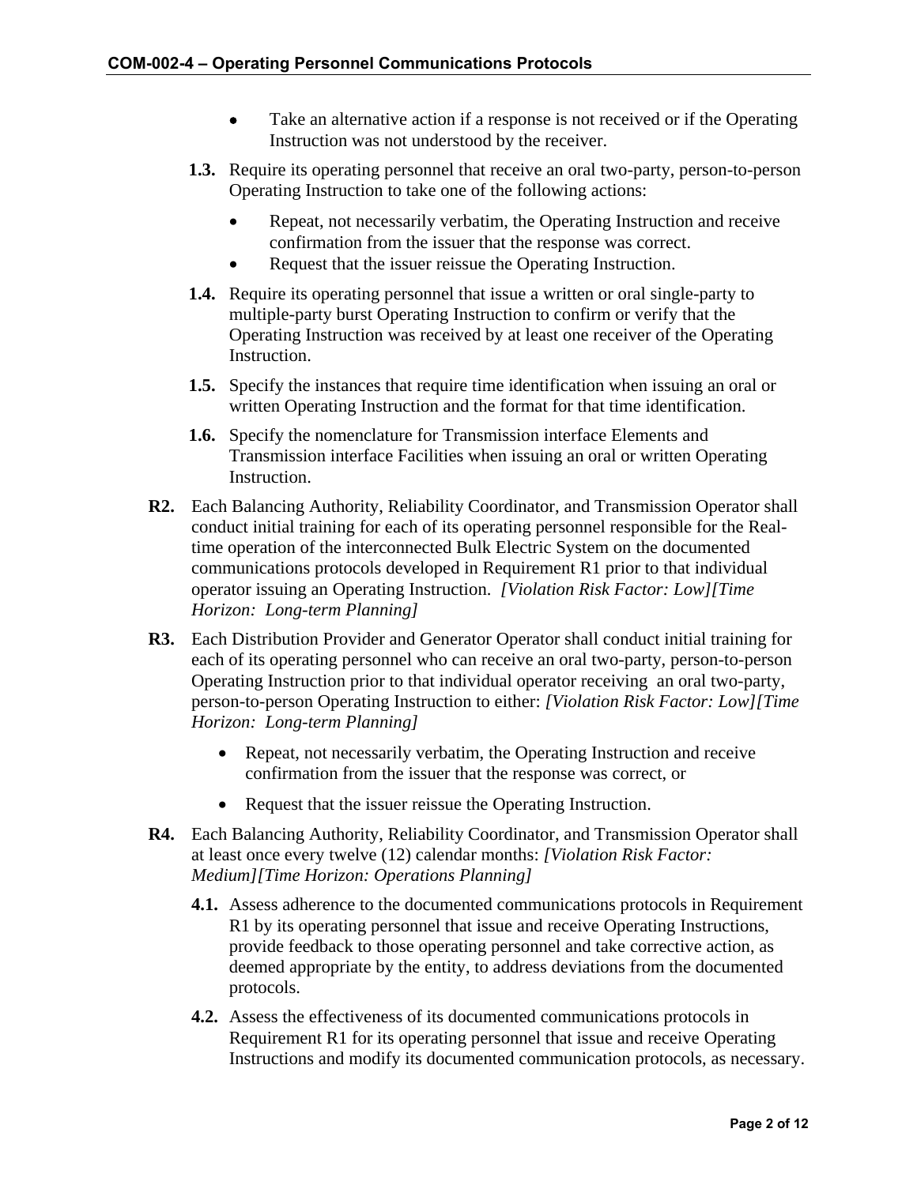- Take an alternative action if a response is not received or if the Operating Instruction was not understood by the receiver.

**1.3.** Require its operating personnel that receive an oral two-party, person-to-person Operating Instruction to take one of the following actions:

- Repeat, not necessarily verbatim, the Operating Instruction and receive confirmation from the issuer that the response was correct.
- Request that the issuer reissue the Operating Instruction.

**1.4.** Require its operating personnel that issue a written or oral single-party to multiple-party burst Operating Instruction to confirm or verify that the Operating Instruction was received by at least one receiver of the Operating Instruction.

**1.5.** Specify the instances that require time identification when issuing an oral or written Operating Instruction and the format for that time identification.

**1.6.** Specify the nomenclature for Transmission interface Elements and Transmission interface Facilities when issuing an oral or written Operating Instruction.

**R2.** Each Balancing Authority, Reliability Coordinator, and Transmission Operator shall conduct initial training for each of its operating personnel responsible for the Real-time operation of the interconnected Bulk Electric System on the documented communications protocols developed in Requirement R1 prior to that individual operator issuing an Operating Instruction. *[Violation Risk Factor: Low][Time Horizon: Long-term Planning]*

**R3.** Each Distribution Provider and Generator Operator shall conduct initial training for each of its operating personnel who can receive an oral two-party, person-to-person Operating Instruction prior to that individual operator receiving an oral two-party, person-to-person Operating Instruction to either: *[Violation Risk Factor: Low][Time Horizon: Long-term Planning]*

- Repeat, not necessarily verbatim, the Operating Instruction and receive confirmation from the issuer that the response was correct, or
- Request that the issuer reissue the Operating Instruction.

**R4.** Each Balancing Authority, Reliability Coordinator, and Transmission Operator shall at least once every twelve (12) calendar months: *[Violation Risk Factor: Medium][Time Horizon: Operations Planning]*

**4.1.** Assess adherence to the documented communications protocols in Requirement R1 by its operating personnel that issue and receive Operating Instructions, provide feedback to those operating personnel and take corrective action, as deemed appropriate by the entity, to address deviations from the documented protocols.

**4.2.** Assess the effectiveness of its documented communications protocols in Requirement R1 for its operating personnel that issue and receive Operating Instructions and modify its documented communication protocols, as necessary.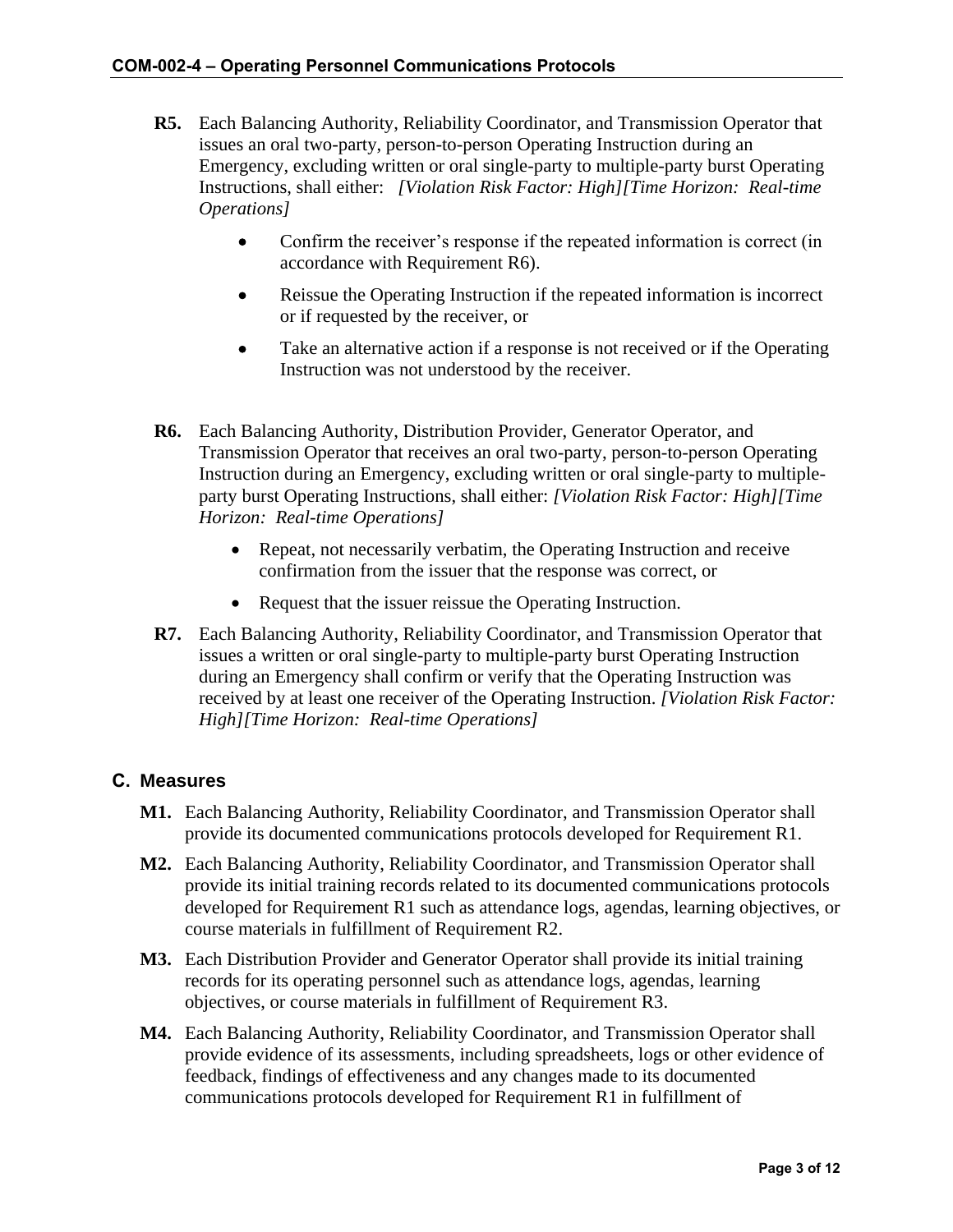**R5.** Each Balancing Authority, Reliability Coordinator, and Transmission Operator that issues an oral two-party, person-to-person Operating Instruction during an Emergency, excluding written or oral single-party to multiple-party burst Operating Instructions, shall either: *[Violation Risk Factor: High][Time Horizon: Real-time Operations]*

- Confirm the receiver's response if the repeated information is correct (in accordance with Requirement R6).
- Reissue the Operating Instruction if the repeated information is incorrect or if requested by the receiver, or
- Take an alternative action if a response is not received or if the Operating Instruction was not understood by the receiver.

**R6.** Each Balancing Authority, Distribution Provider, Generator Operator, and Transmission Operator that receives an oral two-party, person-to-person Operating Instruction during an Emergency, excluding written or oral single-party to multiple-party burst Operating Instructions, shall either: *[Violation Risk Factor: High][Time Horizon: Real-time Operations]*

- Repeat, not necessarily verbatim, the Operating Instruction and receive confirmation from the issuer that the response was correct, or
- Request that the issuer reissue the Operating Instruction.

**R7.** Each Balancing Authority, Reliability Coordinator, and Transmission Operator that issues a written or oral single-party to multiple-party burst Operating Instruction during an Emergency shall confirm or verify that the Operating Instruction was received by at least one receiver of the Operating Instruction. *[Violation Risk Factor: High][Time Horizon: Real-time Operations]*

## C. Measures

**M1.** Each Balancing Authority, Reliability Coordinator, and Transmission Operator shall provide its documented communications protocols developed for Requirement R1.

**M2.** Each Balancing Authority, Reliability Coordinator, and Transmission Operator shall provide its initial training records related to its documented communications protocols developed for Requirement R1 such as attendance logs, agendas, learning objectives, or course materials in fulfillment of Requirement R2.

**M3.** Each Distribution Provider and Generator Operator shall provide its initial training records for its operating personnel such as attendance logs, agendas, learning objectives, or course materials in fulfillment of Requirement R3.

**M4.** Each Balancing Authority, Reliability Coordinator, and Transmission Operator shall provide evidence of its assessments, including spreadsheets, logs or other evidence of feedback, findings of effectiveness and any changes made to its documented communications protocols developed for Requirement R1 in fulfillment of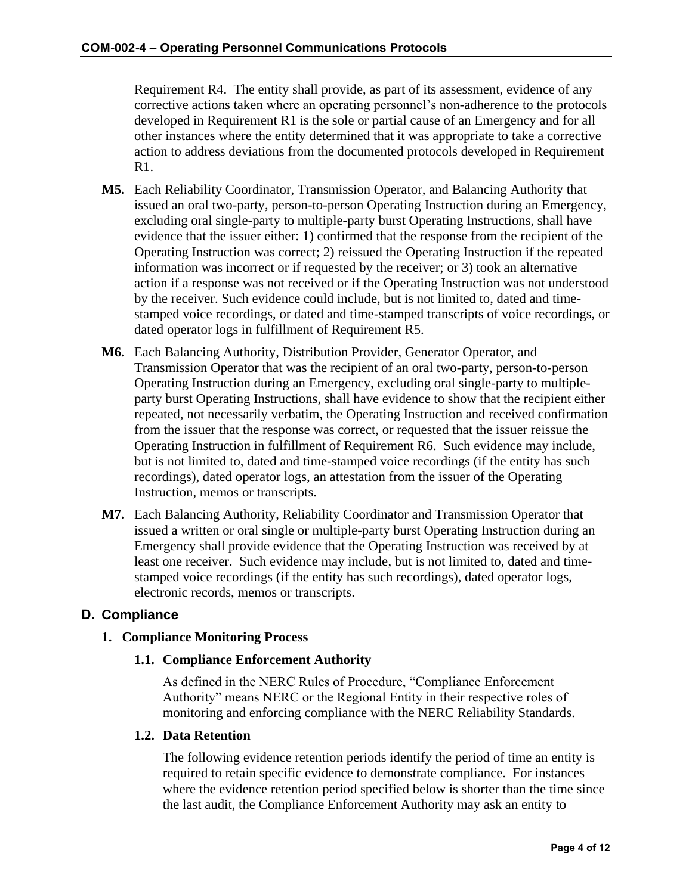Requirement R4. The entity shall provide, as part of its assessment, evidence of any corrective actions taken where an operating personnel's non-adherence to the protocols developed in Requirement R1 is the sole or partial cause of an Emergency and for all other instances where the entity determined that it was appropriate to take a corrective action to address deviations from the documented protocols developed in Requirement R1.

**M5.** Each Reliability Coordinator, Transmission Operator, and Balancing Authority that issued an oral two-party, person-to-person Operating Instruction during an Emergency, excluding oral single-party to multiple-party burst Operating Instructions, shall have evidence that the issuer either: 1) confirmed that the response from the recipient of the Operating Instruction was correct; 2) reissued the Operating Instruction if the repeated information was incorrect or if requested by the receiver; or 3) took an alternative action if a response was not received or if the Operating Instruction was not understood by the receiver. Such evidence could include, but is not limited to, dated and time-stamped voice recordings, or dated and time-stamped transcripts of voice recordings, or dated operator logs in fulfillment of Requirement R5.

**M6.** Each Balancing Authority, Distribution Provider, Generator Operator, and Transmission Operator that was the recipient of an oral two-party, person-to-person Operating Instruction during an Emergency, excluding oral single-party to multiple-party burst Operating Instructions, shall have evidence to show that the recipient either repeated, not necessarily verbatim, the Operating Instruction and received confirmation from the issuer that the response was correct, or requested that the issuer reissue the Operating Instruction in fulfillment of Requirement R6. Such evidence may include, but is not limited to, dated and time-stamped voice recordings (if the entity has such recordings), dated operator logs, an attestation from the issuer of the Operating Instruction, memos or transcripts.

**M7.** Each Balancing Authority, Reliability Coordinator and Transmission Operator that issued a written or oral single or multiple-party burst Operating Instruction during an Emergency shall provide evidence that the Operating Instruction was received by at least one receiver. Such evidence may include, but is not limited to, dated and time-stamped voice recordings (if the entity has such recordings), dated operator logs, electronic records, memos or transcripts.

## D. Compliance

### 1. Compliance Monitoring Process

#### 1.1. Compliance Enforcement Authority

As defined in the NERC Rules of Procedure, "Compliance Enforcement Authority" means NERC or the Regional Entity in their respective roles of monitoring and enforcing compliance with the NERC Reliability Standards.

#### 1.2. Data Retention

The following evidence retention periods identify the period of time an entity is required to retain specific evidence to demonstrate compliance. For instances where the evidence retention period specified below is shorter than the time since the last audit, the Compliance Enforcement Authority may ask an entity to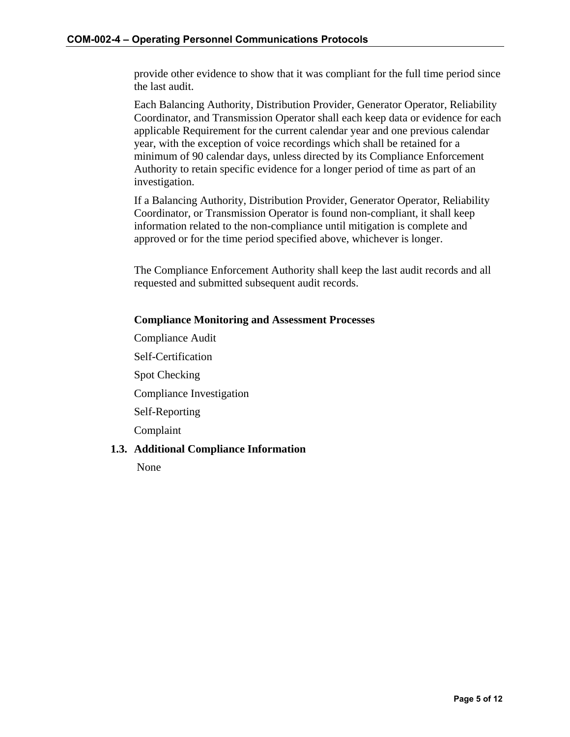provide other evidence to show that it was compliant for the full time period since the last audit.

Each Balancing Authority, Distribution Provider, Generator Operator, Reliability Coordinator, and Transmission Operator shall each keep data or evidence for each applicable Requirement for the current calendar year and one previous calendar year, with the exception of voice recordings which shall be retained for a minimum of 90 calendar days, unless directed by its Compliance Enforcement Authority to retain specific evidence for a longer period of time as part of an investigation.

If a Balancing Authority, Distribution Provider, Generator Operator, Reliability Coordinator, or Transmission Operator is found non-compliant, it shall keep information related to the non-compliance until mitigation is complete and approved or for the time period specified above, whichever is longer.

The Compliance Enforcement Authority shall keep the last audit records and all requested and submitted subsequent audit records.

**Compliance Monitoring and Assessment Processes**

Compliance Audit

Self-Certification

Spot Checking

Compliance Investigation

Self-Reporting

Complaint

**1.3. Additional Compliance Information**

None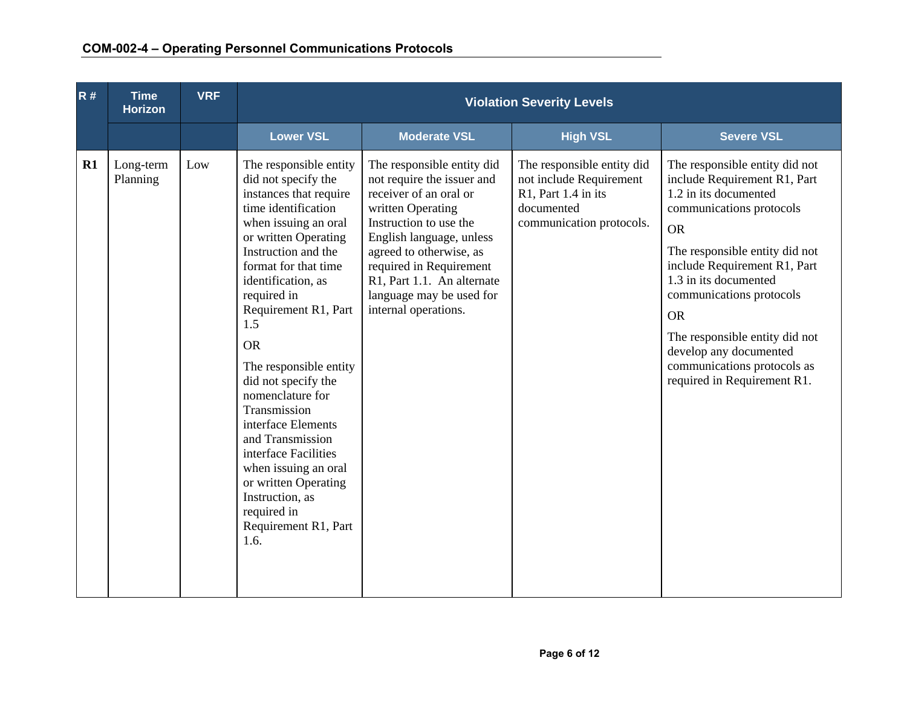| R # | Time Horizon | VRF | Violation Severity Levels | | | |
|---|---|---|---|---|---|---|
| | | | Lower VSL | Moderate VSL | High VSL | Severe VSL |
| **R1** | Long-term Planning | Low | The responsible entity did not specify the instances that require time identification when issuing an oral or written Operating Instruction and the format for that time identification, as required in Requirement R1, Part 1.5<br><br>OR<br><br>The responsible entity did not specify the nomenclature for Transmission interface Elements and Transmission interface Facilities when issuing an oral or written Operating Instruction, as required in Requirement R1, Part 1.6. | The responsible entity did not require the issuer and receiver of an oral or written Operating Instruction to use the English language, unless agreed to otherwise, as required in Requirement R1, Part 1.1. An alternate language may be used for internal operations. | The responsible entity did not include Requirement R1, Part 1.4 in its documented communication protocols. | The responsible entity did not include Requirement R1, Part 1.2 in its documented communications protocols<br><br>OR<br><br>The responsible entity did not include Requirement R1, Part 1.3 in its documented communications protocols<br><br>OR<br><br>The responsible entity did not develop any documented communications protocols as required in Requirement R1. |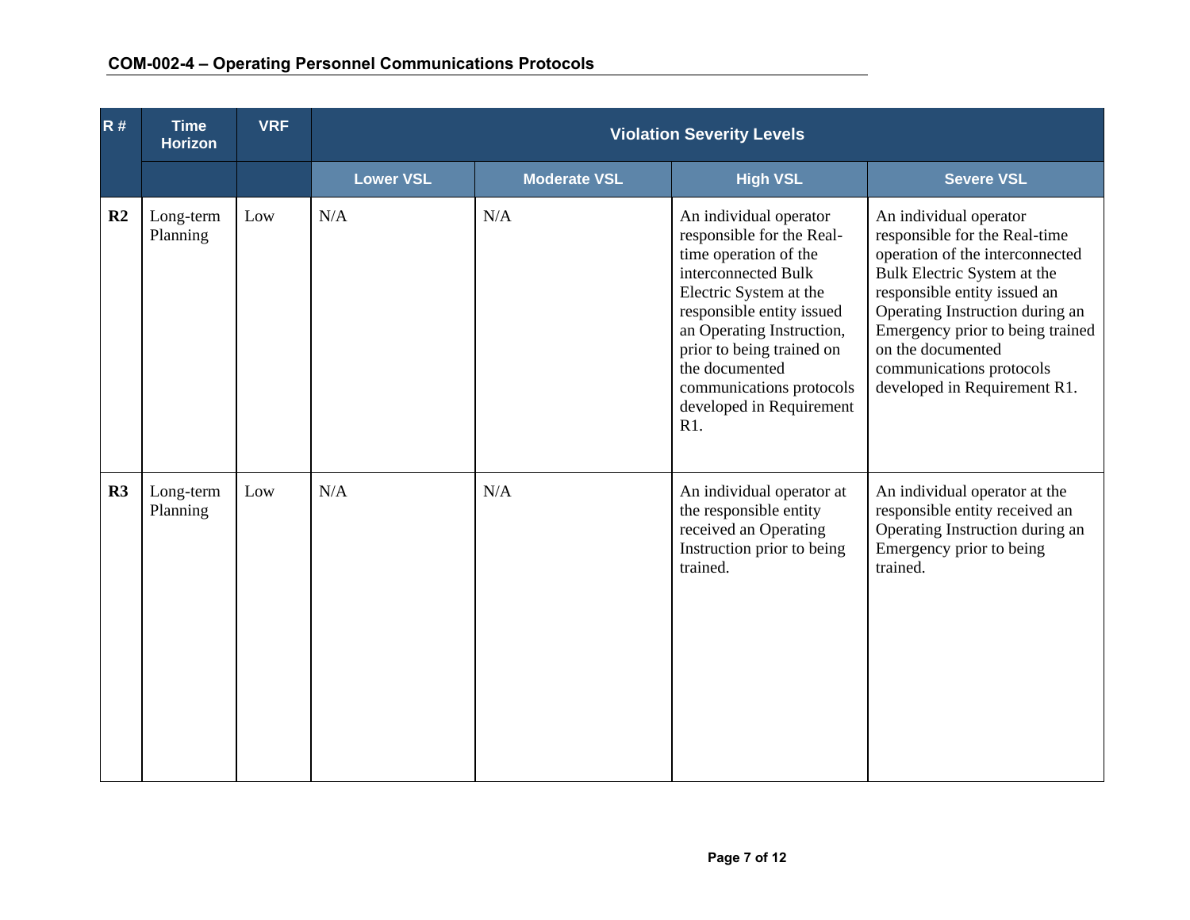| R # | Time Horizon | VRF | Violation Severity Levels | | | |
|---|---|---|---|---|---|---|
| | | | Lower VSL | Moderate VSL | High VSL | Severe VSL |
| **R2** | Long-term Planning | Low | N/A | N/A | An individual operator responsible for the Real-time operation of the interconnected Bulk Electric System at the responsible entity issued an Operating Instruction, prior to being trained on the documented communications protocols developed in Requirement R1. | An individual operator responsible for the Real-time operation of the interconnected Bulk Electric System at the responsible entity issued an Operating Instruction during an Emergency prior to being trained on the documented communications protocols developed in Requirement R1. |
| **R3** | Long-term Planning | Low | N/A | N/A | An individual operator at the responsible entity received an Operating Instruction prior to being trained. | An individual operator at the responsible entity received an Operating Instruction during an Emergency prior to being trained. |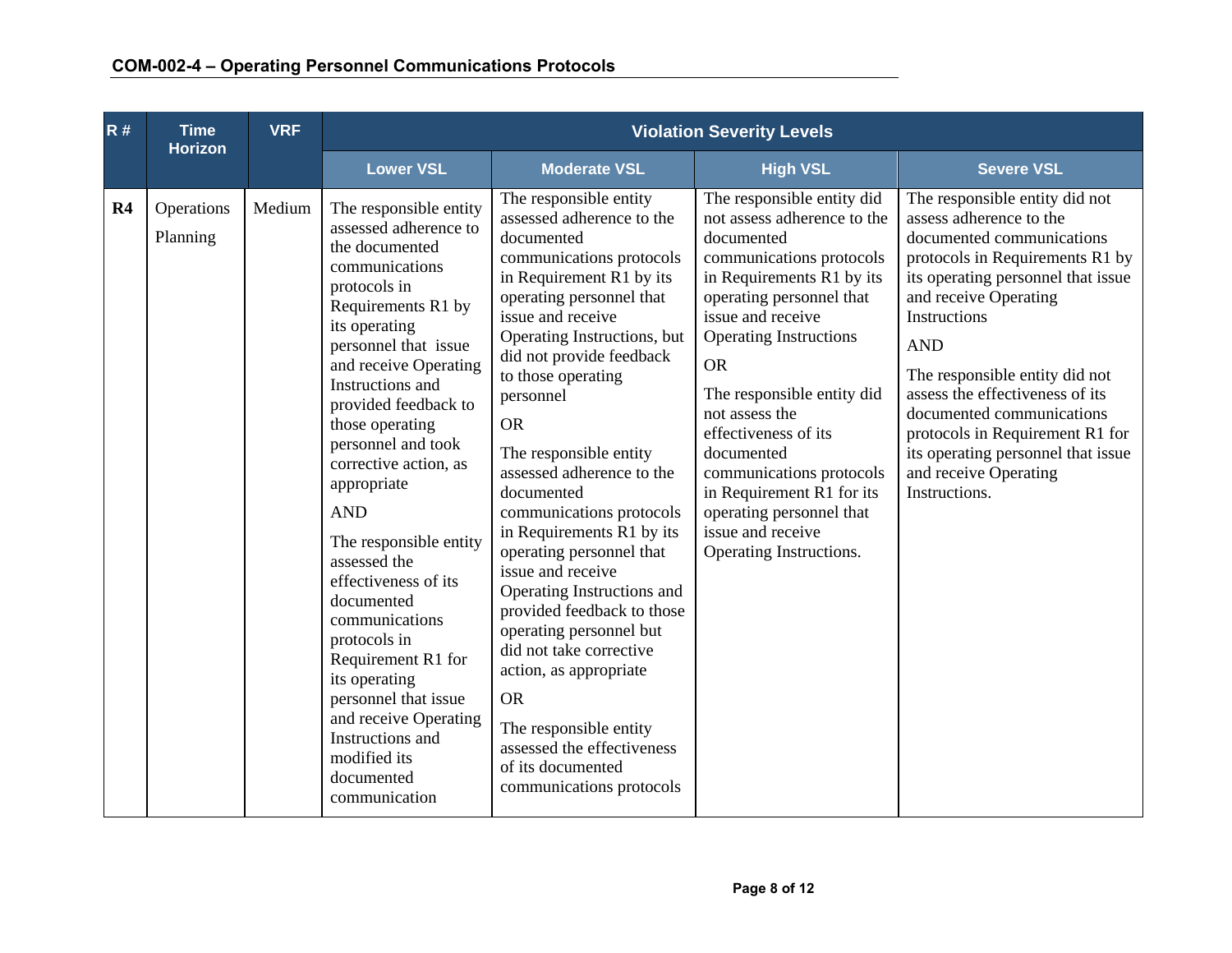| R # | Time Horizon | VRF | Violation Severity Levels | | | |
|---|---|---|---|---|---|---|
| | | | Lower VSL | Moderate VSL | High VSL | Severe VSL |
| **R4** | Operations Planning | Medium | The responsible entity assessed adherence to the documented communications protocols in Requirements R1 by its operating personnel that issue and receive Operating Instructions and provided feedback to those operating personnel and took corrective action, as appropriate<br><br>AND<br><br>The responsible entity assessed the effectiveness of its documented communications protocols in Requirement R1 for its operating personnel that issue and receive Operating Instructions and modified its documented communication | The responsible entity assessed adherence to the documented communications protocols in Requirement R1 by its operating personnel that issue and receive Operating Instructions, but did not provide feedback to those operating personnel<br><br>OR<br><br>The responsible entity assessed adherence to the documented communications protocols in Requirements R1 by its operating personnel that issue and receive Operating Instructions and provided feedback to those operating personnel but did not take corrective action, as appropriate<br><br>OR<br><br>The responsible entity assessed the effectiveness of its documented communications protocols | The responsible entity did not assess adherence to the documented communications protocols in Requirements R1 by its operating personnel that issue and receive Operating Instructions<br><br>OR<br><br>The responsible entity did not assess the effectiveness of its documented communications protocols in Requirement R1 for its operating personnel that issue and receive Operating Instructions. | The responsible entity did not assess adherence to the documented communications protocols in Requirements R1 by its operating personnel that issue and receive Operating Instructions<br><br>AND<br><br>The responsible entity did not assess the effectiveness of its documented communications protocols in Requirement R1 for its operating personnel that issue and receive Operating Instructions. |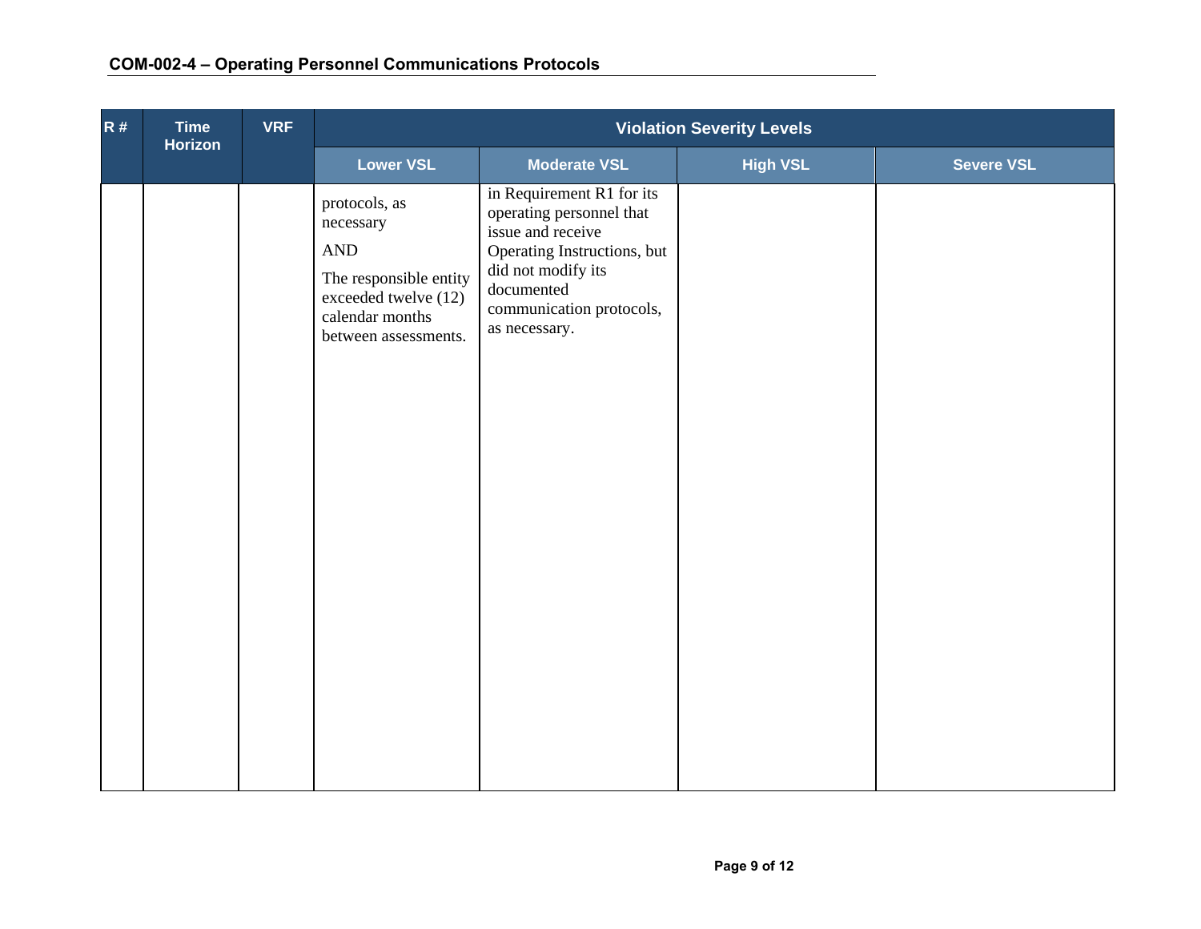| R # | Time Horizon | VRF | Violation Severity Levels | | | |
|---|---|---|---|---|---|---|
| | | | Lower VSL | Moderate VSL | High VSL | Severe VSL |
| | | | protocols, as necessary<br><br>AND<br><br>The responsible entity exceeded twelve (12) calendar months between assessments. | in Requirement R1 for its operating personnel that issue and receive Operating Instructions, but did not modify its documented communication protocols, as necessary. | | |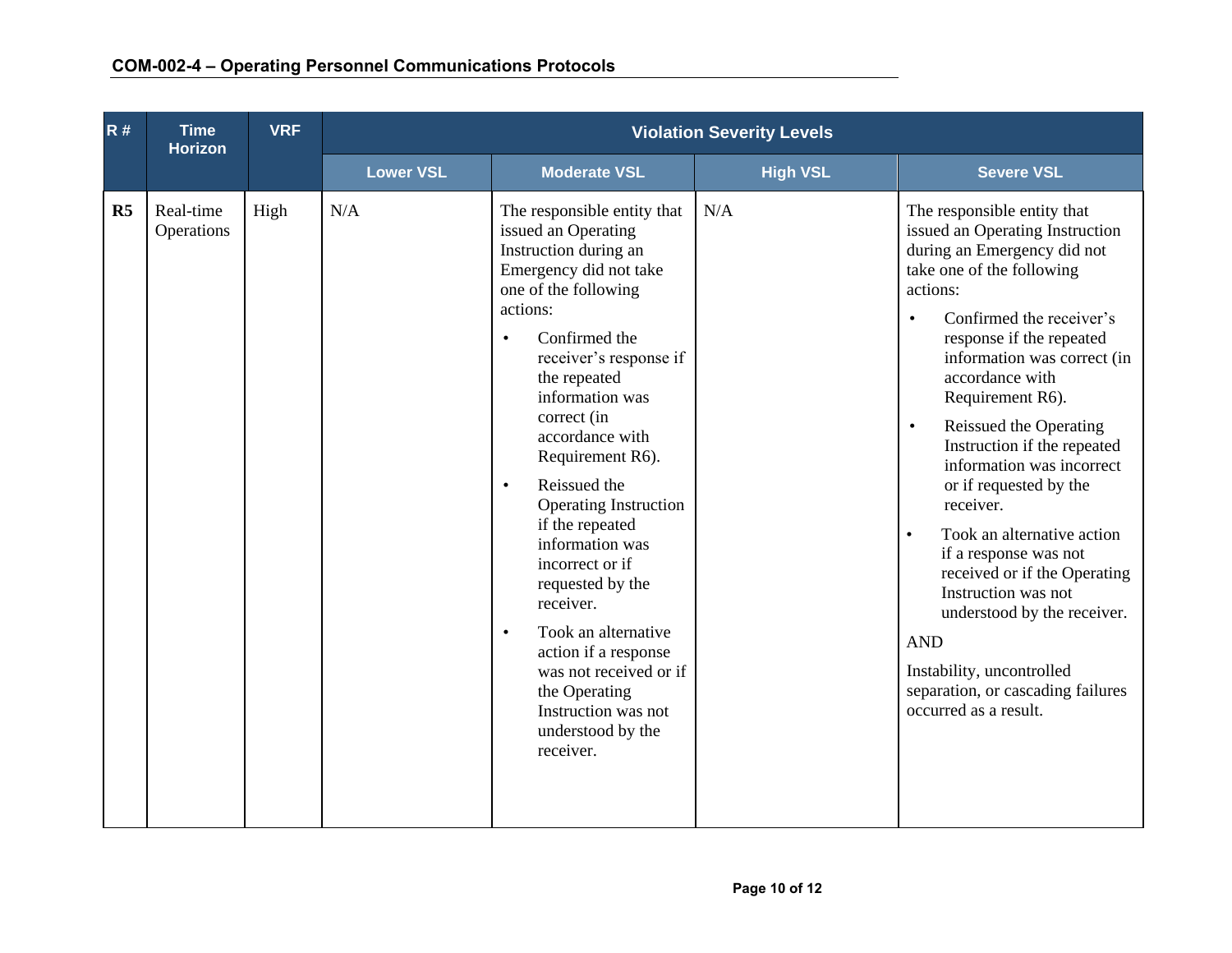| R # | Time Horizon | VRF | Violation Severity Levels | | | |
|---|---|---|---|---|---|---|
| | | | Lower VSL | Moderate VSL | High VSL | Severe VSL |
| **R5** | Real-time Operations | High | N/A | The responsible entity that issued an Operating Instruction during an Emergency did not take one of the following actions:<br>• Confirmed the receiver's response if the repeated information was correct (in accordance with Requirement R6).<br>• Reissued the Operating Instruction if the repeated information was incorrect or if requested by the receiver.<br>• Took an alternative action if a response was not received or if the Operating Instruction was not understood by the receiver. | N/A | The responsible entity that issued an Operating Instruction during an Emergency did not take one of the following actions:<br>• Confirmed the receiver's response if the repeated information was correct (in accordance with Requirement R6).<br>• Reissued the Operating Instruction if the repeated information was incorrect or if requested by the receiver.<br>• Took an alternative action if a response was not received or if the Operating Instruction was not understood by the receiver.<br>AND<br>Instability, uncontrolled separation, or cascading failures occurred as a result. |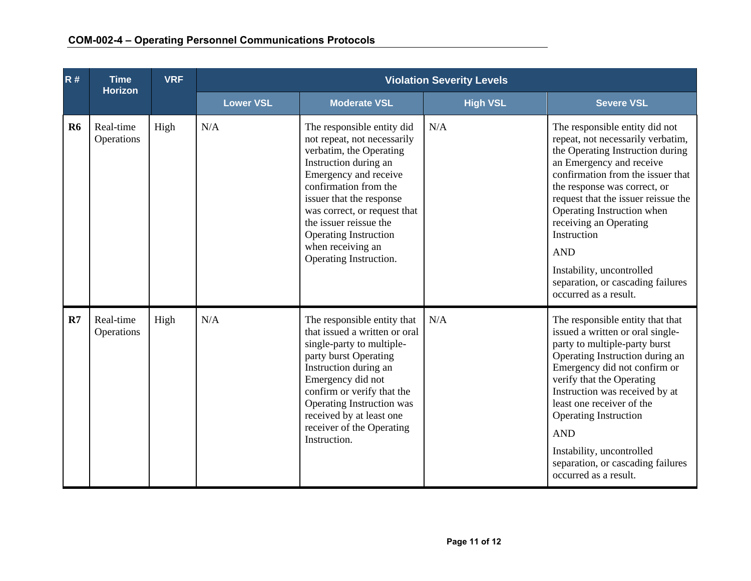| R # | Time Horizon | VRF | Violation Severity Levels | | | |
|---|---|---|---|---|---|---|
| | | | Lower VSL | Moderate VSL | High VSL | Severe VSL |
| **R6** | Real-time Operations | High | N/A | The responsible entity did not repeat, not necessarily verbatim, the Operating Instruction during an Emergency and receive confirmation from the issuer that the response was correct, or request that the issuer reissue the Operating Instruction when receiving an Operating Instruction. | N/A | The responsible entity did not repeat, not necessarily verbatim, the Operating Instruction during an Emergency and receive confirmation from the issuer that the response was correct, or request that the issuer reissue the Operating Instruction when receiving an Operating Instruction<br><br>AND<br><br>Instability, uncontrolled separation, or cascading failures occurred as a result. |
| **R7** | Real-time Operations | High | N/A | The responsible entity that that issued a written or oral single-party to multiple-party burst Operating Instruction during an Emergency did not confirm or verify that the Operating Instruction was received by at least one receiver of the Operating Instruction. | N/A | The responsible entity that that issued a written or oral single-party to multiple-party burst Operating Instruction during an Emergency did not confirm or verify that the Operating Instruction was received by at least one receiver of the Operating Instruction<br><br>AND<br><br>Instability, uncontrolled separation, or cascading failures occurred as a result. |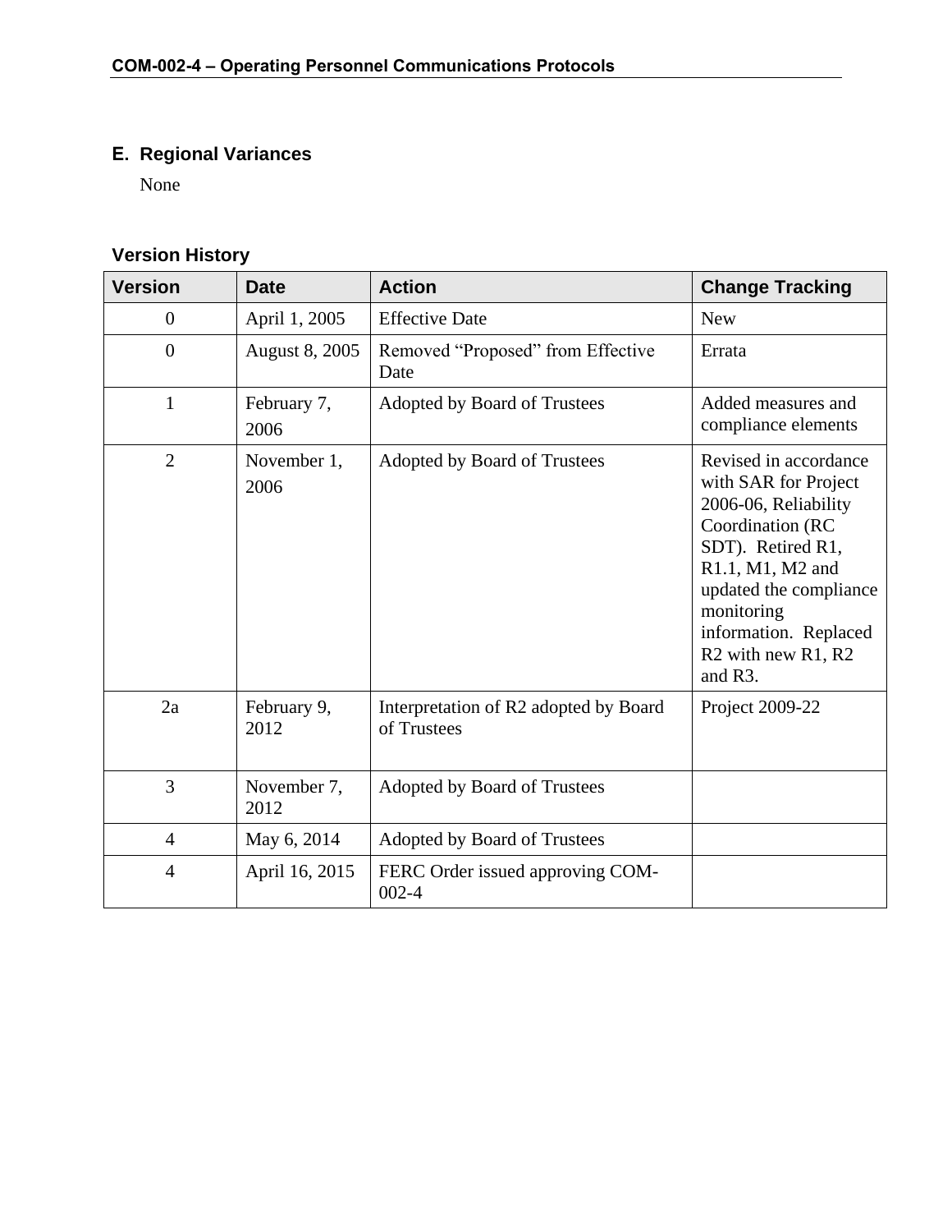## E. Regional Variances

None

### Version History

| Version | Date | Action | Change Tracking |
|---|---|---|---|
| 0 | April 1, 2005 | Effective Date | New |
| 0 | August 8, 2005 | Removed "Proposed" from Effective Date | Errata |
| 1 | February 7, 2006 | Adopted by Board of Trustees | Added measures and compliance elements |
| 2 | November 1, 2006 | Adopted by Board of Trustees | Revised in accordance with SAR for Project 2006-06, Reliability Coordination (RC SDT). Retired R1, R1.1, M1, M2 and updated the compliance monitoring information. Replaced R2 with new R1, R2 and R3. |
| 2a | February 9, 2012 | Interpretation of R2 adopted by Board of Trustees | Project 2009-22 |
| 3 | November 7, 2012 | Adopted by Board of Trustees | |
| 4 | May 6, 2014 | Adopted by Board of Trustees | |
| 4 | April 16, 2015 | FERC Order issued approving COM-002-4 | |